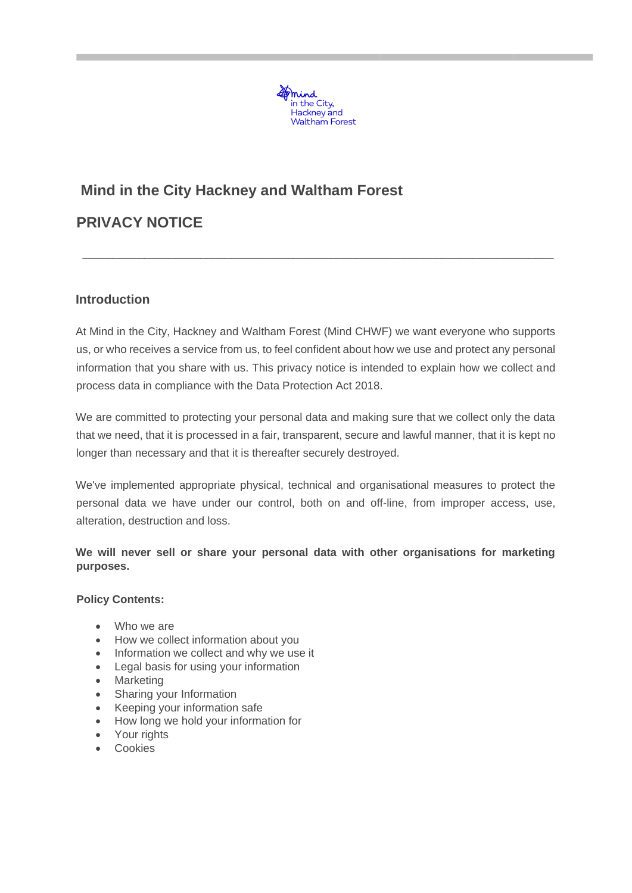# Mind in the City Hackney and Waltham Forest

## PRIVACY NOTICE

---

### Introduction

At Mind in the City, Hackney and Waltham Forest (Mind CHWF) we want everyone who supports us, or who receives a service from us, to feel confident about how we use and protect any personal information that you share with us. This privacy notice is intended to explain how we collect and process data in compliance with the Data Protection Act 2018.

We are committed to protecting your personal data and making sure that we collect only the data that we need, that it is processed in a fair, transparent, secure and lawful manner, that it is kept no longer than necessary and that it is thereafter securely destroyed.

We've implemented appropriate physical, technical and organisational measures to protect the personal data we have under our control, both on and off-line, from improper access, use, alteration, destruction and loss.

**We will never sell or share your personal data with other organisations for marketing purposes.**

**Policy Contents:**

- Who we are
- How we collect information about you
- Information we collect and why we use it
- Legal basis for using your information
- Marketing
- Sharing your Information
- Keeping your information safe
- How long we hold your information for
- Your rights
- Cookies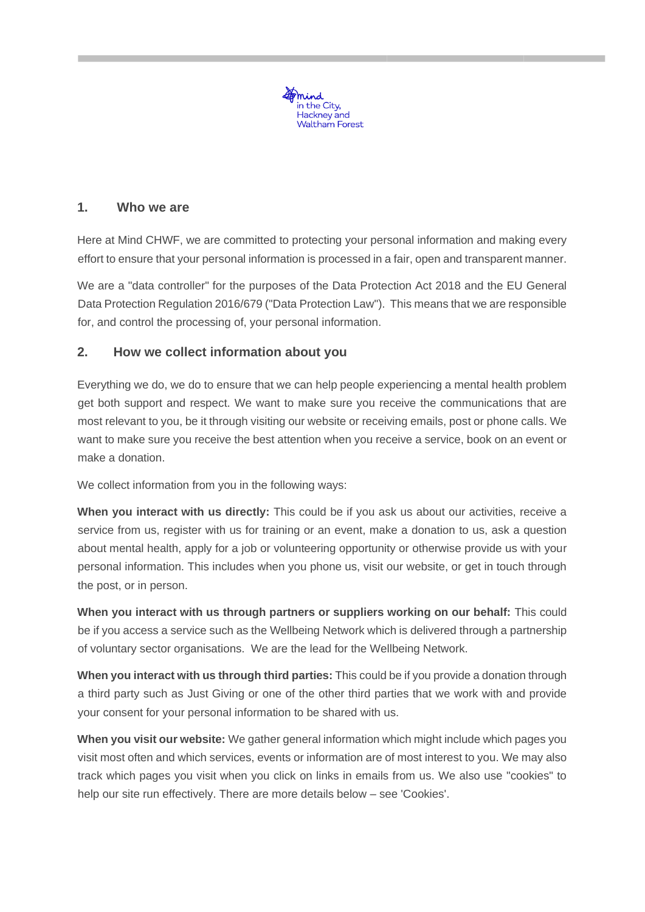## 1. Who we are

Here at Mind CHWF, we are committed to protecting your personal information and making every effort to ensure that your personal information is processed in a fair, open and transparent manner.

We are a "data controller" for the purposes of the Data Protection Act 2018 and the EU General Data Protection Regulation 2016/679 ("Data Protection Law"). This means that we are responsible for, and control the processing of, your personal information.

## 2. How we collect information about you

Everything we do, we do to ensure that we can help people experiencing a mental health problem get both support and respect. We want to make sure you receive the communications that are most relevant to you, be it through visiting our website or receiving emails, post or phone calls. We want to make sure you receive the best attention when you receive a service, book on an event or make a donation.

We collect information from you in the following ways:

**When you interact with us directly:** This could be if you ask us about our activities, receive a service from us, register with us for training or an event, make a donation to us, ask a question about mental health, apply for a job or volunteering opportunity or otherwise provide us with your personal information. This includes when you phone us, visit our website, or get in touch through the post, or in person.

**When you interact with us through partners or suppliers working on our behalf:** This could be if you access a service such as the Wellbeing Network which is delivered through a partnership of voluntary sector organisations. We are the lead for the Wellbeing Network.

**When you interact with us through third parties:** This could be if you provide a donation through a third party such as Just Giving or one of the other third parties that we work with and provide your consent for your personal information to be shared with us.

**When you visit our website:** We gather general information which might include which pages you visit most often and which services, events or information are of most interest to you. We may also track which pages you visit when you click on links in emails from us. We also use "cookies" to help our site run effectively. There are more details below – see 'Cookies'.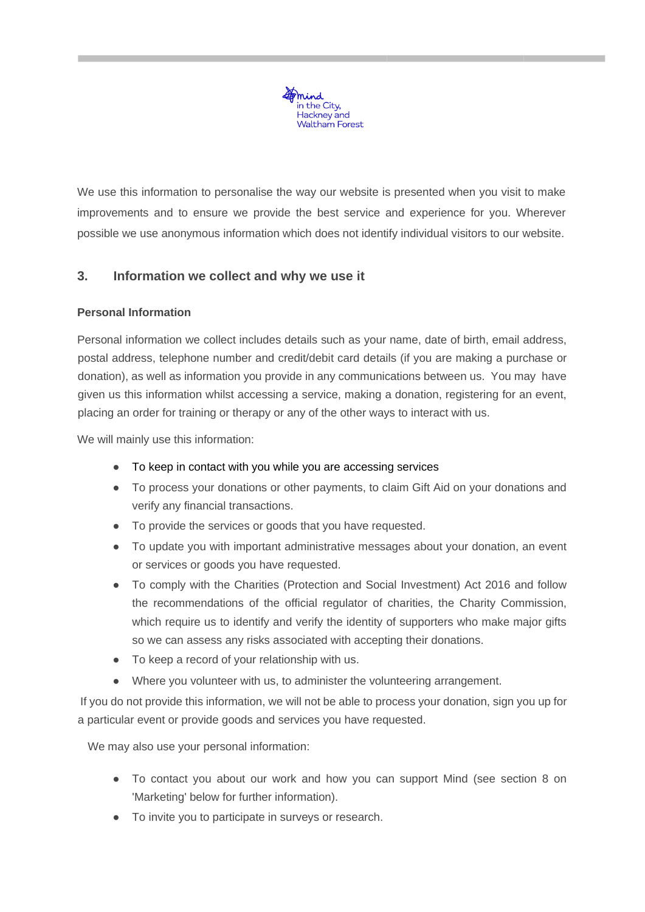We use this information to personalise the way our website is presented when you visit to make improvements and to ensure we provide the best service and experience for you. Wherever possible we use anonymous information which does not identify individual visitors to our website.

## 3. Information we collect and why we use it

### Personal Information

Personal information we collect includes details such as your name, date of birth, email address, postal address, telephone number and credit/debit card details (if you are making a purchase or donation), as well as information you provide in any communications between us. You may have given us this information whilst accessing a service, making a donation, registering for an event, placing an order for training or therapy or any of the other ways to interact with us.

We will mainly use this information:

- To keep in contact with you while you are accessing services
- To process your donations or other payments, to claim Gift Aid on your donations and verify any financial transactions.
- To provide the services or goods that you have requested.
- To update you with important administrative messages about your donation, an event or services or goods you have requested.
- To comply with the Charities (Protection and Social Investment) Act 2016 and follow the recommendations of the official regulator of charities, the Charity Commission, which require us to identify and verify the identity of supporters who make major gifts so we can assess any risks associated with accepting their donations.
- To keep a record of your relationship with us.
- Where you volunteer with us, to administer the volunteering arrangement.

If you do not provide this information, we will not be able to process your donation, sign you up for a particular event or provide goods and services you have requested.

We may also use your personal information:

- To contact you about our work and how you can support Mind (see section 8 on 'Marketing' below for further information).
- To invite you to participate in surveys or research.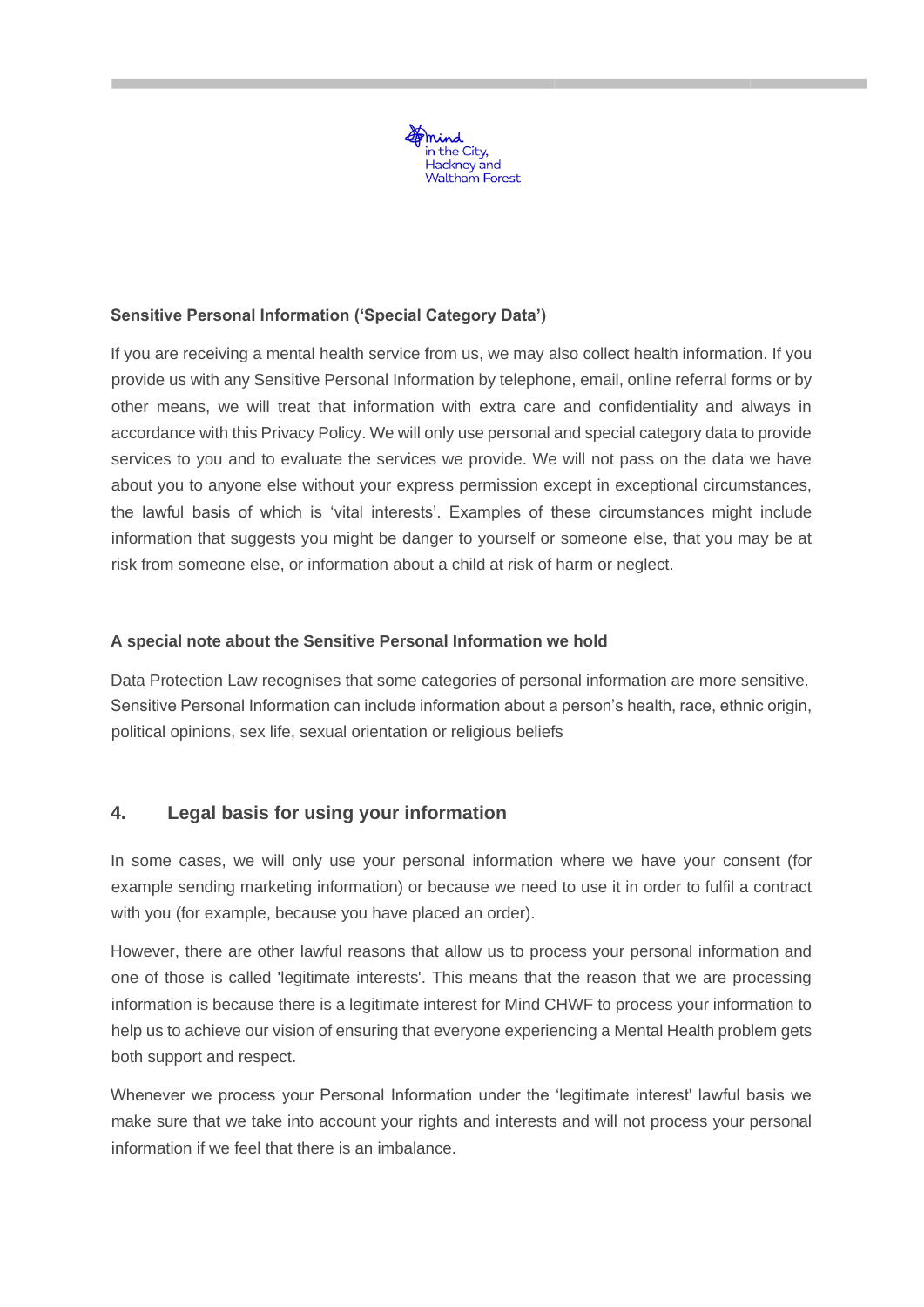### Sensitive Personal Information ('Special Category Data')

If you are receiving a mental health service from us, we may also collect health information. If you provide us with any Sensitive Personal Information by telephone, email, online referral forms or by other means, we will treat that information with extra care and confidentiality and always in accordance with this Privacy Policy. We will only use personal and special category data to provide services to you and to evaluate the services we provide. We will not pass on the data we have about you to anyone else without your express permission except in exceptional circumstances, the lawful basis of which is 'vital interests'. Examples of these circumstances might include information that suggests you might be danger to yourself or someone else, that you may be at risk from someone else, or information about a child at risk of harm or neglect.

### A special note about the Sensitive Personal Information we hold

Data Protection Law recognises that some categories of personal information are more sensitive. Sensitive Personal Information can include information about a person's health, race, ethnic origin, political opinions, sex life, sexual orientation or religious beliefs

## 4. Legal basis for using your information

In some cases, we will only use your personal information where we have your consent (for example sending marketing information) or because we need to use it in order to fulfil a contract with you (for example, because you have placed an order).

However, there are other lawful reasons that allow us to process your personal information and one of those is called 'legitimate interests'. This means that the reason that we are processing information is because there is a legitimate interest for Mind CHWF to process your information to help us to achieve our vision of ensuring that everyone experiencing a Mental Health problem gets both support and respect.

Whenever we process your Personal Information under the 'legitimate interest' lawful basis we make sure that we take into account your rights and interests and will not process your personal information if we feel that there is an imbalance.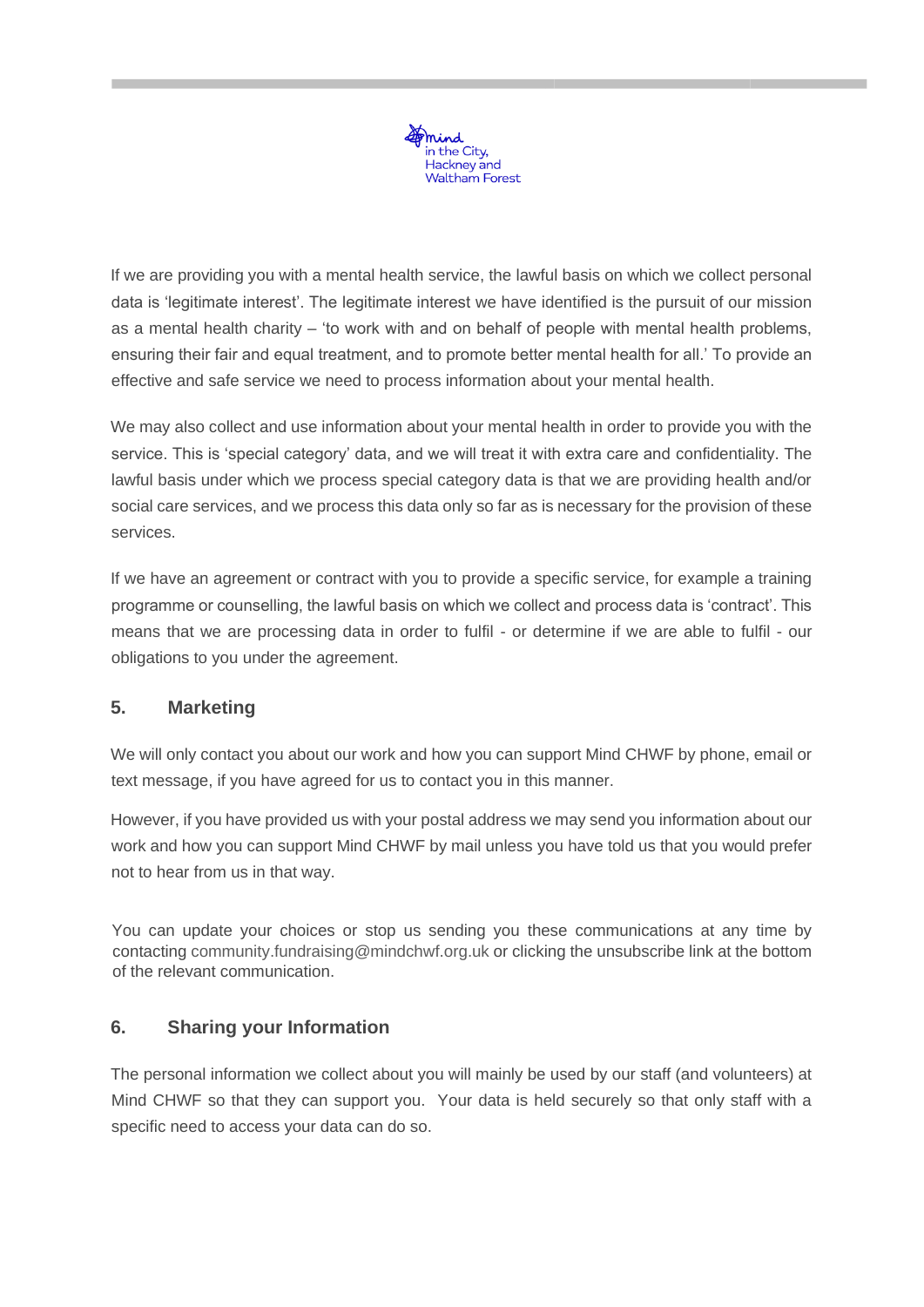If we are providing you with a mental health service, the lawful basis on which we collect personal data is 'legitimate interest'. The legitimate interest we have identified is the pursuit of our mission as a mental health charity – 'to work with and on behalf of people with mental health problems, ensuring their fair and equal treatment, and to promote better mental health for all.' To provide an effective and safe service we need to process information about your mental health.

We may also collect and use information about your mental health in order to provide you with the service. This is 'special category' data, and we will treat it with extra care and confidentiality. The lawful basis under which we process special category data is that we are providing health and/or social care services, and we process this data only so far as is necessary for the provision of these services.

If we have an agreement or contract with you to provide a specific service, for example a training programme or counselling, the lawful basis on which we collect and process data is 'contract'. This means that we are processing data in order to fulfil - or determine if we are able to fulfil - our obligations to you under the agreement.

## 5. Marketing

We will only contact you about our work and how you can support Mind CHWF by phone, email or text message, if you have agreed for us to contact you in this manner.

However, if you have provided us with your postal address we may send you information about our work and how you can support Mind CHWF by mail unless you have told us that you would prefer not to hear from us in that way.

You can update your choices or stop us sending you these communications at any time by contacting community.fundraising@mindchwf.org.uk or clicking the unsubscribe link at the bottom of the relevant communication.

## 6. Sharing your Information

The personal information we collect about you will mainly be used by our staff (and volunteers) at Mind CHWF so that they can support you. Your data is held securely so that only staff with a specific need to access your data can do so.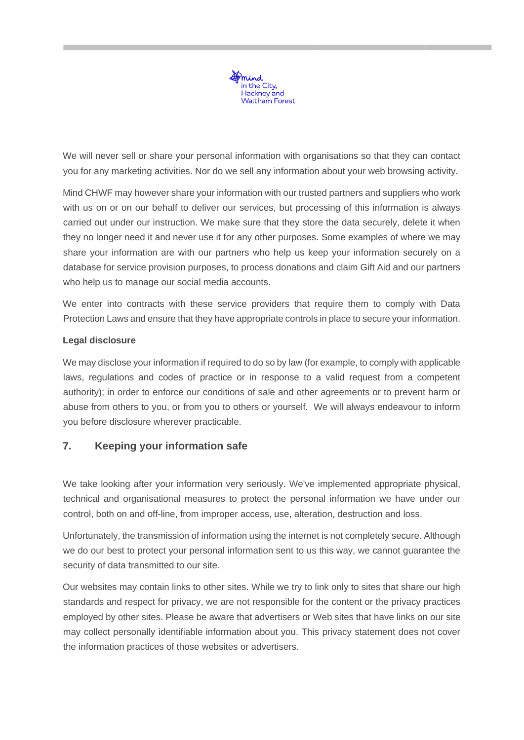We will never sell or share your personal information with organisations so that they can contact you for any marketing activities. Nor do we sell any information about your web browsing activity.

Mind CHWF may however share your information with our trusted partners and suppliers who work with us on or on our behalf to deliver our services, but processing of this information is always carried out under our instruction. We make sure that they store the data securely, delete it when they no longer need it and never use it for any other purposes. Some examples of where we may share your information are with our partners who help us keep your information securely on a database for service provision purposes, to process donations and claim Gift Aid and our partners who help us to manage our social media accounts.

We enter into contracts with these service providers that require them to comply with Data Protection Laws and ensure that they have appropriate controls in place to secure your information.

**Legal disclosure**

We may disclose your information if required to do so by law (for example, to comply with applicable laws, regulations and codes of practice or in response to a valid request from a competent authority); in order to enforce our conditions of sale and other agreements or to prevent harm or abuse from others to you, or from you to others or yourself. We will always endeavour to inform you before disclosure wherever practicable.

## 7. Keeping your information safe

We take looking after your information very seriously. We've implemented appropriate physical, technical and organisational measures to protect the personal information we have under our control, both on and off-line, from improper access, use, alteration, destruction and loss.

Unfortunately, the transmission of information using the internet is not completely secure. Although we do our best to protect your personal information sent to us this way, we cannot guarantee the security of data transmitted to our site.

Our websites may contain links to other sites. While we try to link only to sites that share our high standards and respect for privacy, we are not responsible for the content or the privacy practices employed by other sites. Please be aware that advertisers or Web sites that have links on our site may collect personally identifiable information about you. This privacy statement does not cover the information practices of those websites or advertisers.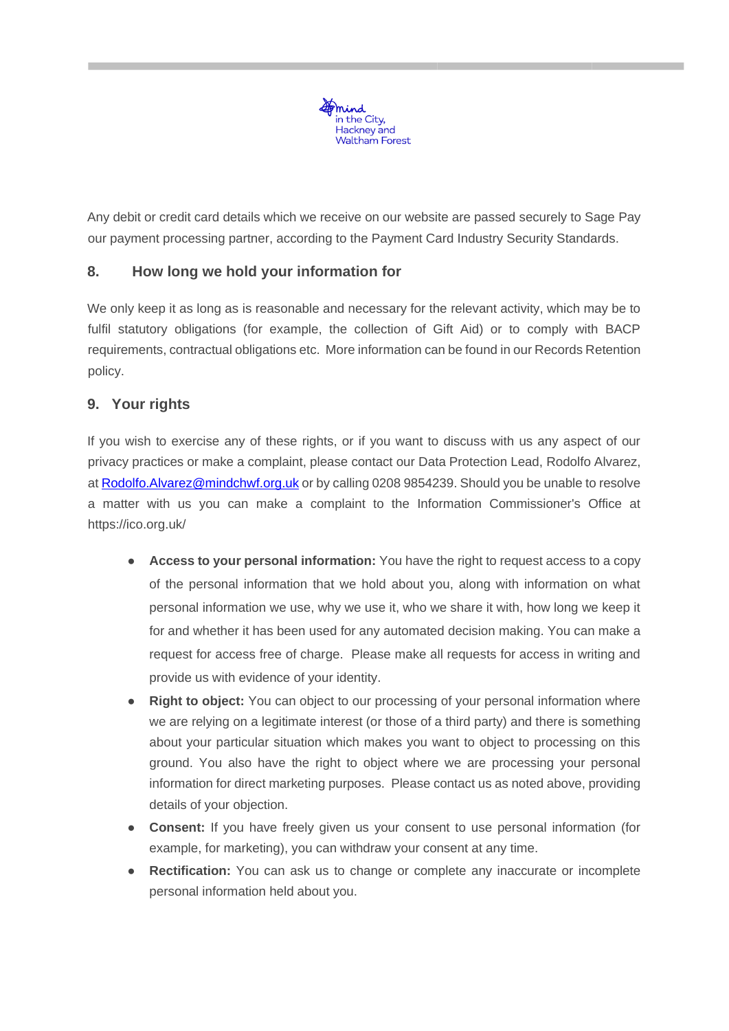Any debit or credit card details which we receive on our website are passed securely to Sage Pay our payment processing partner, according to the Payment Card Industry Security Standards.

## 8. How long we hold your information for

We only keep it as long as is reasonable and necessary for the relevant activity, which may be to fulfil statutory obligations (for example, the collection of Gift Aid) or to comply with BACP requirements, contractual obligations etc. More information can be found in our Records Retention policy.

## 9. Your rights

If you wish to exercise any of these rights, or if you want to discuss with us any aspect of our privacy practices or make a complaint, please contact our Data Protection Lead, Rodolfo Alvarez, at Rodolfo.Alvarez@mindchwf.org.uk or by calling 0208 9854239. Should you be unable to resolve a matter with us you can make a complaint to the Information Commissioner's Office at https://ico.org.uk/

- **Access to your personal information:** You have the right to request access to a copy of the personal information that we hold about you, along with information on what personal information we use, why we use it, who we share it with, how long we keep it for and whether it has been used for any automated decision making. You can make a request for access free of charge. Please make all requests for access in writing and provide us with evidence of your identity.
- **Right to object:** You can object to our processing of your personal information where we are relying on a legitimate interest (or those of a third party) and there is something about your particular situation which makes you want to object to processing on this ground. You also have the right to object where we are processing your personal information for direct marketing purposes. Please contact us as noted above, providing details of your objection.
- **Consent:** If you have freely given us your consent to use personal information (for example, for marketing), you can withdraw your consent at any time.
- **Rectification:** You can ask us to change or complete any inaccurate or incomplete personal information held about you.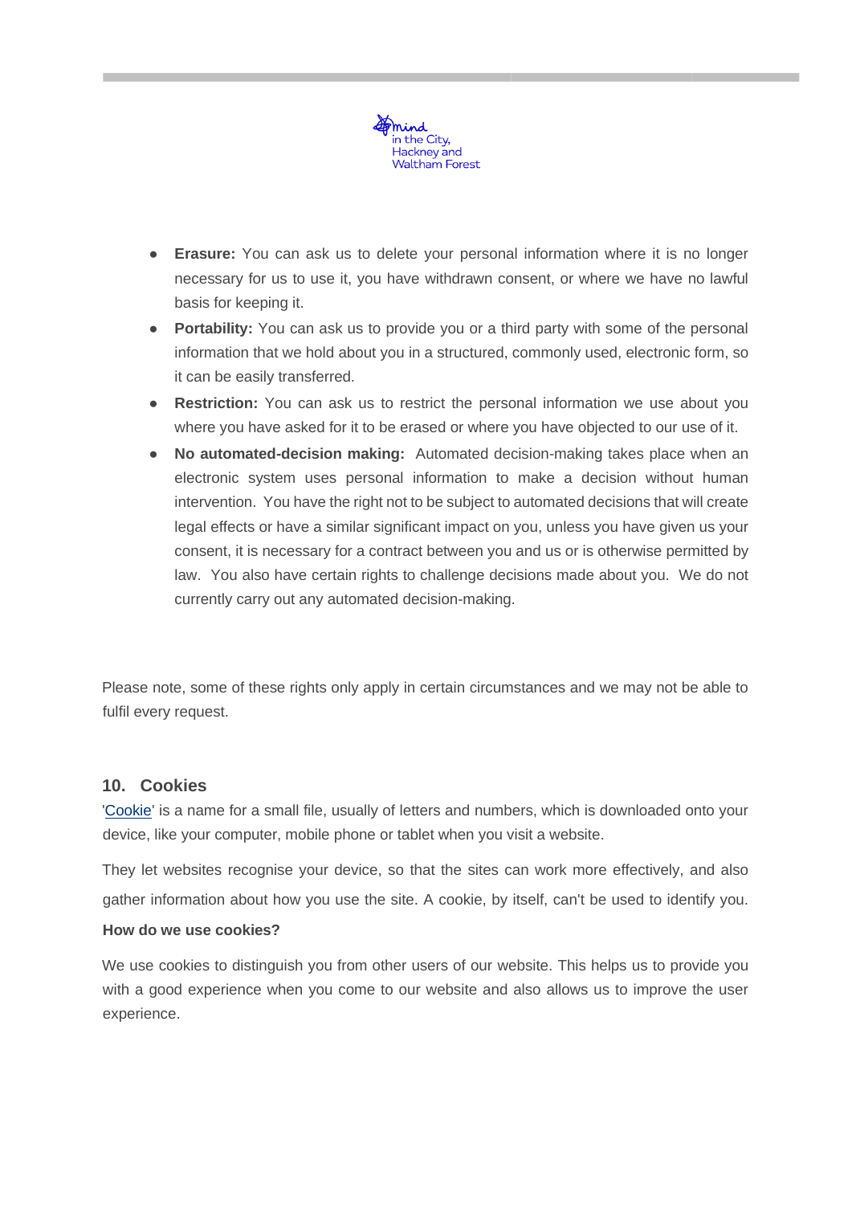- **Erasure:** You can ask us to delete your personal information where it is no longer necessary for us to use it, you have withdrawn consent, or where we have no lawful basis for keeping it.
- **Portability:** You can ask us to provide you or a third party with some of the personal information that we hold about you in a structured, commonly used, electronic form, so it can be easily transferred.
- **Restriction:** You can ask us to restrict the personal information we use about you where you have asked for it to be erased or where you have objected to our use of it.
- **No automated-decision making:** Automated decision-making takes place when an electronic system uses personal information to make a decision without human intervention. You have the right not to be subject to automated decisions that will create legal effects or have a similar significant impact on you, unless you have given us your consent, it is necessary for a contract between you and us or is otherwise permitted by law. You also have certain rights to challenge decisions made about you. We do not currently carry out any automated decision-making.

Please note, some of these rights only apply in certain circumstances and we may not be able to fulfil every request.

## 10. Cookies

'Cookie' is a name for a small file, usually of letters and numbers, which is downloaded onto your device, like your computer, mobile phone or tablet when you visit a website.

They let websites recognise your device, so that the sites can work more effectively, and also gather information about how you use the site. A cookie, by itself, can't be used to identify you.

**How do we use cookies?**

We use cookies to distinguish you from other users of our website. This helps us to provide you with a good experience when you come to our website and also allows us to improve the user experience.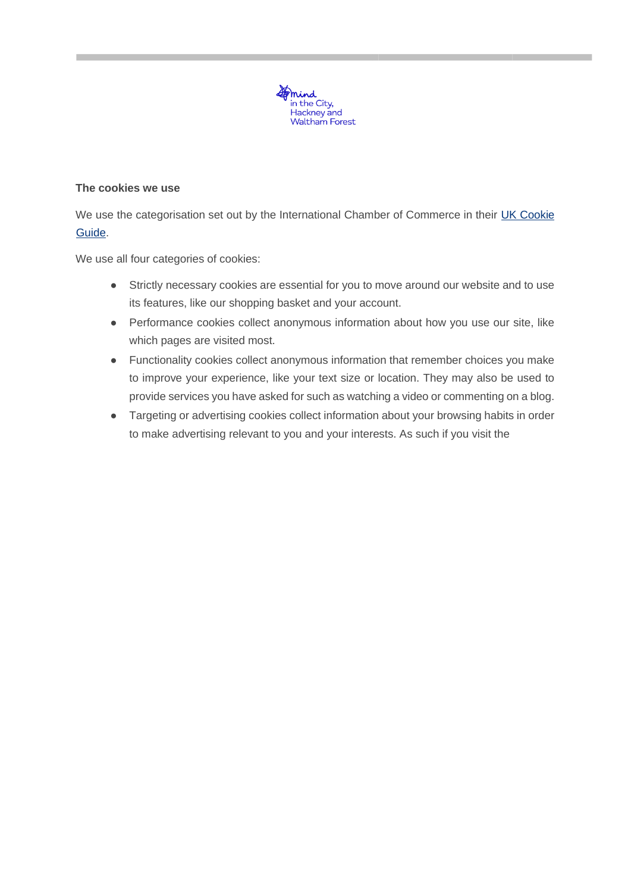**The cookies we use**

We use the categorisation set out by the International Chamber of Commerce in their UK Cookie Guide.

We use all four categories of cookies:

- Strictly necessary cookies are essential for you to move around our website and to use its features, like our shopping basket and your account.
- Performance cookies collect anonymous information about how you use our site, like which pages are visited most.
- Functionality cookies collect anonymous information that remember choices you make to improve your experience, like your text size or location. They may also be used to provide services you have asked for such as watching a video or commenting on a blog.
- Targeting or advertising cookies collect information about your browsing habits in order to make advertising relevant to you and your interests. As such if you visit the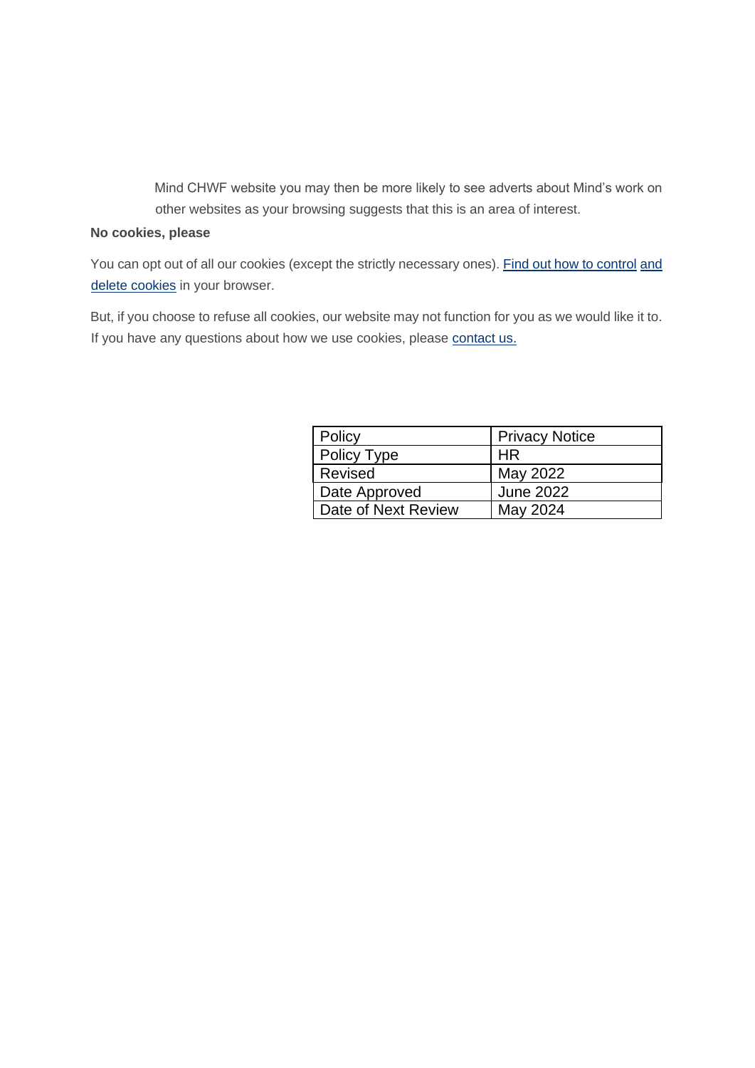Mind CHWF website you may then be more likely to see adverts about Mind's work on other websites as your browsing suggests that this is an area of interest.

**No cookies, please**

You can opt out of all our cookies (except the strictly necessary ones). Find out how to control and delete cookies in your browser.

But, if you choose to refuse all cookies, our website may not function for you as we would like it to. If you have any questions about how we use cookies, please contact us.

| | |
|---|---|
| Policy | Privacy Notice |
| Policy Type | HR |
| Revised | May 2022 |
| Date Approved | June 2022 |
| Date of Next Review | May 2024 |